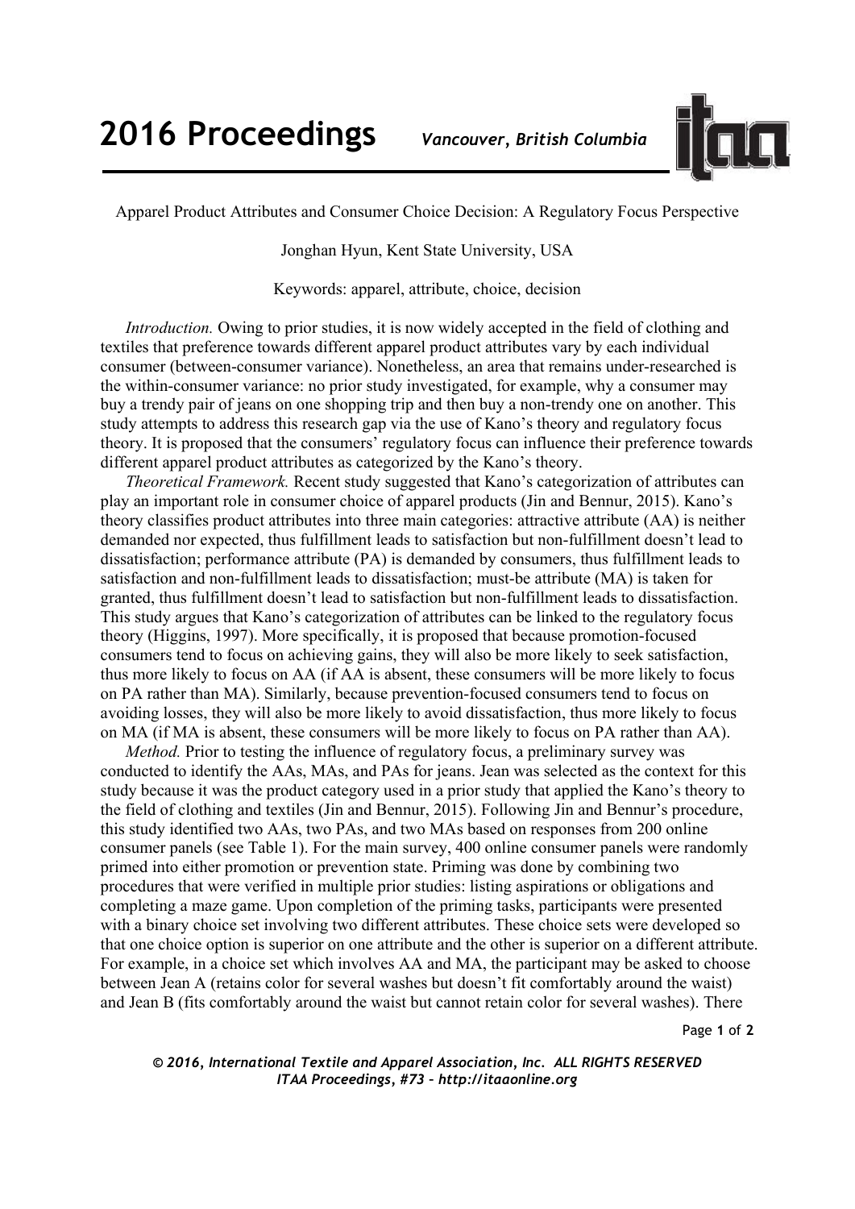Apparel Product Attributes and Consumer Choice Decision: A Regulatory Focus Perspective

Jonghan Hyun, Kent State University, USA

Keywords: apparel, attribute, choice, decision

*Introduction.* Owing to prior studies, it is now widely accepted in the field of clothing and textiles that preference towards different apparel product attributes vary by each individual consumer (between-consumer variance). Nonetheless, an area that remains under-researched is the within-consumer variance: no prior study investigated, for example, why a consumer may buy a trendy pair of jeans on one shopping trip and then buy a non-trendy one on another. This study attempts to address this research gap via the use of Kano's theory and regulatory focus theory. It is proposed that the consumers' regulatory focus can influence their preference towards different apparel product attributes as categorized by the Kano's theory.

*Theoretical Framework.* Recent study suggested that Kano's categorization of attributes can play an important role in consumer choice of apparel products (Jin and Bennur, 2015). Kano's theory classifies product attributes into three main categories: attractive attribute (AA) is neither demanded nor expected, thus fulfillment leads to satisfaction but non-fulfillment doesn't lead to dissatisfaction; performance attribute (PA) is demanded by consumers, thus fulfillment leads to satisfaction and non-fulfillment leads to dissatisfaction; must-be attribute (MA) is taken for granted, thus fulfillment doesn't lead to satisfaction but non-fulfillment leads to dissatisfaction. This study argues that Kano's categorization of attributes can be linked to the regulatory focus theory (Higgins, 1997). More specifically, it is proposed that because promotion-focused consumers tend to focus on achieving gains, they will also be more likely to seek satisfaction, thus more likely to focus on AA (if AA is absent, these consumers will be more likely to focus on PA rather than MA). Similarly, because prevention-focused consumers tend to focus on avoiding losses, they will also be more likely to avoid dissatisfaction, thus more likely to focus on MA (if MA is absent, these consumers will be more likely to focus on PA rather than AA).

*Method.* Prior to testing the influence of regulatory focus, a preliminary survey was conducted to identify the AAs, MAs, and PAs for jeans. Jean was selected as the context for this study because it was the product category used in a prior study that applied the Kano's theory to the field of clothing and textiles (Jin and Bennur, 2015). Following Jin and Bennur's procedure, this study identified two AAs, two PAs, and two MAs based on responses from 200 online consumer panels (see Table 1). For the main survey, 400 online consumer panels were randomly primed into either promotion or prevention state. Priming was done by combining two procedures that were verified in multiple prior studies: listing aspirations or obligations and completing a maze game. Upon completion of the priming tasks, participants were presented with a binary choice set involving two different attributes. These choice sets were developed so that one choice option is superior on one attribute and the other is superior on a different attribute. For example, in a choice set which involves AA and MA, the participant may be asked to choose between Jean A (retains color for several washes but doesn't fit comfortably around the waist) and Jean B (fits comfortably around the waist but cannot retain color for several washes). There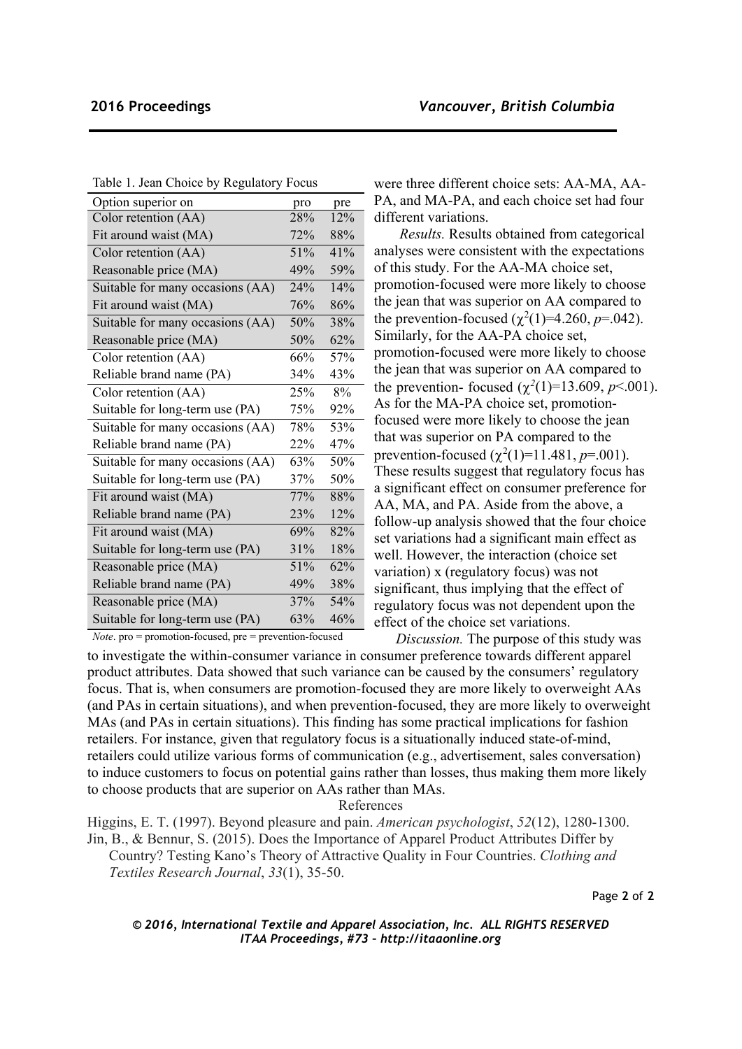Table 1. Jean Choice by Regulatory Focus

| Option superior on | pro | pre |
|---|---|---|
| Color retention (AA) | 28% | 12% |
| Fit around waist (MA) | 72% | 88% |
| Color retention (AA) | 51% | 41% |
| Reasonable price (MA) | 49% | 59% |
| Suitable for many occasions (AA) | 24% | 14% |
| Fit around waist (MA) | 76% | 86% |
| Suitable for many occasions (AA) | 50% | 38% |
| Reasonable price (MA) | 50% | 62% |
| Color retention (AA) | 66% | 57% |
| Reliable brand name (PA) | 34% | 43% |
| Color retention (AA) | 25% | 8% |
| Suitable for long-term use (PA) | 75% | 92% |
| Suitable for many occasions (AA) | 78% | 53% |
| Reliable brand name (PA) | 22% | 47% |
| Suitable for many occasions (AA) | 63% | 50% |
| Suitable for long-term use (PA) | 37% | 50% |
| Fit around waist (MA) | 77% | 88% |
| Reliable brand name (PA) | 23% | 12% |
| Fit around waist (MA) | 69% | 82% |
| Suitable for long-term use (PA) | 31% | 18% |
| Reasonable price (MA) | 51% | 62% |
| Reliable brand name (PA) | 49% | 38% |
| Reasonable price (MA) | 37% | 54% |
| Suitable for long-term use (PA) | 63% | 46% |

*Note*. pro = promotion-focused, pre = prevention-focused

were three different choice sets: AA-MA, AA-PA, and MA-PA, and each choice set had four different variations.

*Results.* Results obtained from categorical analyses were consistent with the expectations of this study. For the AA-MA choice set, promotion-focused were more likely to choose the jean that was superior on AA compared to the prevention-focused ($\chi^2(1)=4.260$, $p=.042$). Similarly, for the AA-PA choice set, promotion-focused were more likely to choose the jean that was superior on AA compared to the prevention- focused ($\chi^2(1)=13.609$, $p<.001$). As for the MA-PA choice set, promotion-focused were more likely to choose the jean that was superior on PA compared to the prevention-focused ($\chi^2(1)=11.481$, $p=.001$). These results suggest that regulatory focus has a significant effect on consumer preference for AA, MA, and PA. Aside from the above, a follow-up analysis showed that the four choice set variations had a significant main effect as well. However, the interaction (choice set variation) x (regulatory focus) was not significant, thus implying that the effect of regulatory focus was not dependent upon the effect of the choice set variations.

*Discussion.* The purpose of this study was to investigate the within-consumer variance in consumer preference towards different apparel product attributes. Data showed that such variance can be caused by the consumers' regulatory focus. That is, when consumers are promotion-focused they are more likely to overweight AAs (and PAs in certain situations), and when prevention-focused, they are more likely to overweight MAs (and PAs in certain situations). This finding has some practical implications for fashion retailers. For instance, given that regulatory focus is a situationally induced state-of-mind, retailers could utilize various forms of communication (e.g., advertisement, sales conversation) to induce customers to focus on potential gains rather than losses, thus making them more likely to choose products that are superior on AAs rather than MAs.

References

Higgins, E. T. (1997). Beyond pleasure and pain. *American psychologist*, *52*(12), 1280-1300.

Jin, B., & Bennur, S. (2015). Does the Importance of Apparel Product Attributes Differ by Country? Testing Kano's Theory of Attractive Quality in Four Countries. *Clothing and Textiles Research Journal*, *33*(1), 35-50.